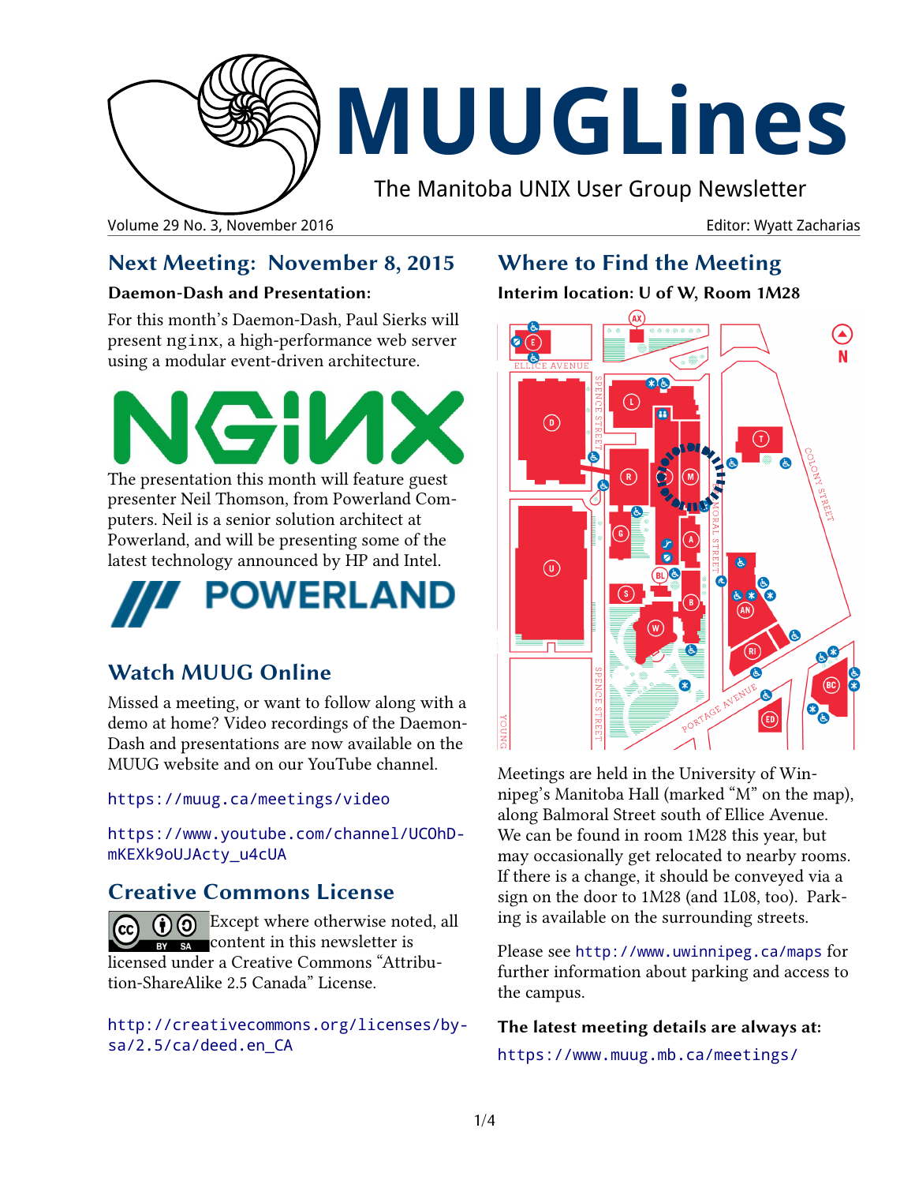// MUUGLines

The Manitoba UNIX User Group Newsletter

Volume 29 No. 3, November 2016 — Editor: Wyatt Zacharias

## Next Meeting: November 8, 2015

### Daemon-Dash and Presentation:

For this month's Daemon-Dash, Paul Sierks will present nginx, a high-performance web server using a modular event-driven architecture.

The presentation this month will feature guest presenter Neil Thomson, from Powerland Computers. Neil is a senior solution architect at Powerland, and will be presenting some of the latest technology announced by HP and Intel.

## Watch MUUG Online

Missed a meeting, or want to follow along with a demo at home? Video recordings of the Daemon-Dash and presentations are now available on the MUUG website and on our YouTube channel.

https://muug.ca/meetings/video

https://www.youtube.com/channel/UCOhD-mKEXk9oUJActy_u4cUA

## Creative Commons License

Except where otherwise noted, all content in this newsletter is licensed under a Creative Commons "Attribution-ShareAlike 2.5 Canada" License.

http://creativecommons.org/licenses/by-sa/2.5/ca/deed.en_CA

## Where to Find the Meeting

### Interim location: U of W, Room 1M28

Meetings are held in the University of Winnipeg's Manitoba Hall (marked "M" on the map), along Balmoral Street south of Ellice Avenue. We can be found in room 1M28 this year, but may occasionally get relocated to nearby rooms. If there is a change, it should be conveyed via a sign on the door to 1M28 (and 1L08, too). Parking is available on the surrounding streets.

Please see http://www.uwinnipeg.ca/maps for further information about parking and access to the campus.

**The latest meeting details are always at:**

https://www.muug.mb.ca/meetings/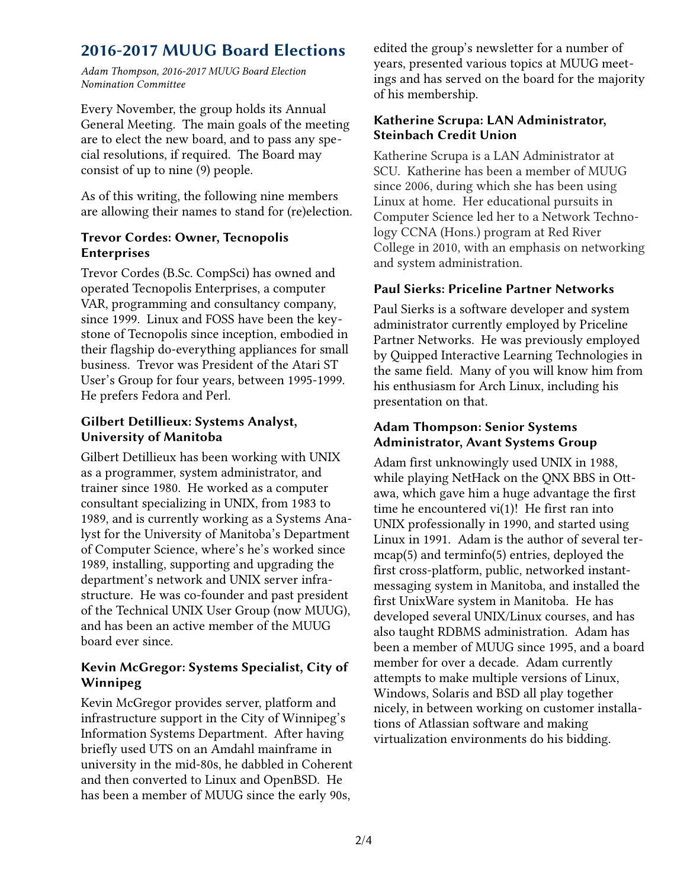## 2016-2017 MUUG Board Elections

*Adam Thompson, 2016-2017 MUUG Board Election Nomination Committee*

Every November, the group holds its Annual General Meeting. The main goals of the meeting are to elect the new board, and to pass any special resolutions, if required. The Board may consist of up to nine (9) people.

As of this writing, the following nine members are allowing their names to stand for (re)election.

### Trevor Cordes: Owner, Tecnopolis Enterprises

Trevor Cordes (B.Sc. CompSci) has owned and operated Tecnopolis Enterprises, a computer VAR, programming and consultancy company, since 1999. Linux and FOSS have been the keystone of Tecnopolis since inception, embodied in their flagship do-everything appliances for small business. Trevor was President of the Atari ST User's Group for four years, between 1995-1999. He prefers Fedora and Perl.

### Gilbert Detillieux: Systems Analyst, University of Manitoba

Gilbert Detillieux has been working with UNIX as a programmer, system administrator, and trainer since 1980. He worked as a computer consultant specializing in UNIX, from 1983 to 1989, and is currently working as a Systems Analyst for the University of Manitoba's Department of Computer Science, where's he's worked since 1989, installing, supporting and upgrading the department's network and UNIX server infrastructure. He was co-founder and past president of the Technical UNIX User Group (now MUUG), and has been an active member of the MUUG board ever since.

### Kevin McGregor: Systems Specialist, City of Winnipeg

Kevin McGregor provides server, platform and infrastructure support in the City of Winnipeg's Information Systems Department. After having briefly used UTS on an Amdahl mainframe in university in the mid-80s, he dabbled in Coherent and then converted to Linux and OpenBSD. He has been a member of MUUG since the early 90s, edited the group's newsletter for a number of years, presented various topics at MUUG meetings and has served on the board for the majority of his membership.

### Katherine Scrupa: LAN Administrator, Steinbach Credit Union

Katherine Scrupa is a LAN Administrator at SCU. Katherine has been a member of MUUG since 2006, during which she has been using Linux at home. Her educational pursuits in Computer Science led her to a Network Technology CCNA (Hons.) program at Red River College in 2010, with an emphasis on networking and system administration.

### Paul Sierks: Priceline Partner Networks

Paul Sierks is a software developer and system administrator currently employed by Priceline Partner Networks. He was previously employed by Quipped Interactive Learning Technologies in the same field. Many of you will know him from his enthusiasm for Arch Linux, including his presentation on that.

### Adam Thompson: Senior Systems Administrator, Avant Systems Group

Adam first unknowingly used UNIX in 1988, while playing NetHack on the QNX BBS in Ottawa, which gave him a huge advantage the first time he encountered vi(1)! He first ran into UNIX professionally in 1990, and started using Linux in 1991. Adam is the author of several termcap(5) and terminfo(5) entries, deployed the first cross-platform, public, networked instant-messaging system in Manitoba, and installed the first UnixWare system in Manitoba. He has developed several UNIX/Linux courses, and has also taught RDBMS administration. Adam has been a member of MUUG since 1995, and a board member for over a decade. Adam currently attempts to make multiple versions of Linux, Windows, Solaris and BSD all play together nicely, in between working on customer installations of Atlassian software and making virtualization environments do his bidding.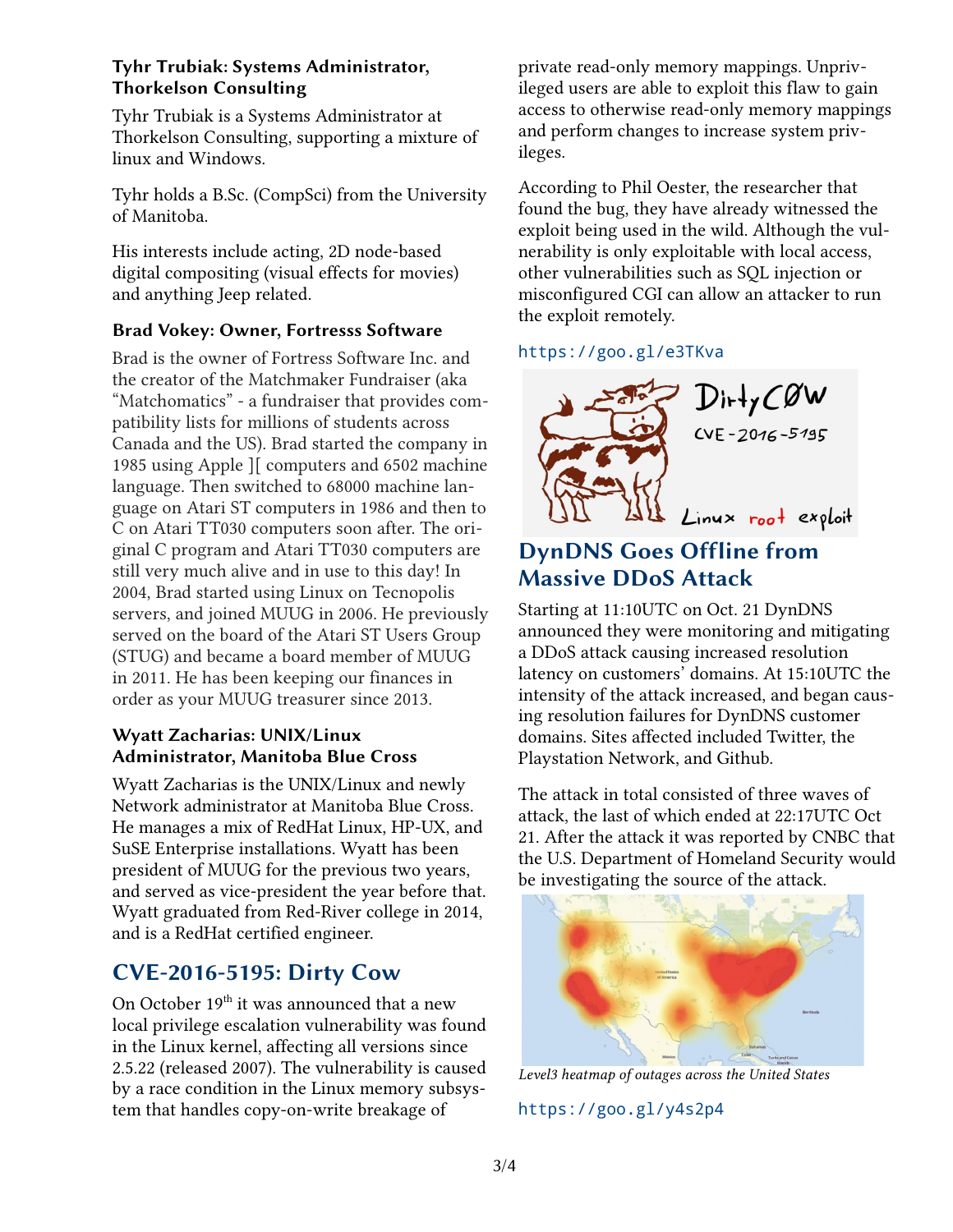#### Tyhr Trubiak: Systems Administrator, Thorkelson Consulting

Tyhr Trubiak is a Systems Administrator at Thorkelson Consulting, supporting a mixture of linux and Windows.

Tyhr holds a B.Sc. (CompSci) from the University of Manitoba.

His interests include acting, 2D node-based digital compositing (visual effects for movies) and anything Jeep related.

#### Brad Vokey: Owner, Fortresss Software

Brad is the owner of Fortress Software Inc. and the creator of the Matchmaker Fundraiser (aka "Matchomatics" - a fundraiser that provides compatibility lists for millions of students across Canada and the US). Brad started the company in 1985 using Apple ][ computers and 6502 machine language. Then switched to 68000 machine language on Atari ST computers in 1986 and then to C on Atari TT030 computers soon after. The original C program and Atari TT030 computers are still very much alive and in use to this day! In 2004, Brad started using Linux on Tecnopolis servers, and joined MUUG in 2006. He previously served on the board of the Atari ST Users Group (STUG) and became a board member of MUUG in 2011. He has been keeping our finances in order as your MUUG treasurer since 2013.

#### Wyatt Zacharias: UNIX/Linux Administrator, Manitoba Blue Cross

Wyatt Zacharias is the UNIX/Linux and newly Network administrator at Manitoba Blue Cross. He manages a mix of RedHat Linux, HP-UX, and SuSE Enterprise installations. Wyatt has been president of MUUG for the previous two years, and served as vice-president the year before that. Wyatt graduated from Red-River college in 2014, and is a RedHat certified engineer.

## CVE-2016-5195: Dirty Cow

On October 19th it was announced that a new local privilege escalation vulnerability was found in the Linux kernel, affecting all versions since 2.5.22 (released 2007). The vulnerability is caused by a race condition in the Linux memory subsystem that handles copy-on-write breakage of private read-only memory mappings. Unprivileged users are able to exploit this flaw to gain access to otherwise read-only memory mappings and perform changes to increase system privileges.

According to Phil Oester, the researcher that found the bug, they have already witnessed the exploit being used in the wild. Although the vulnerability is only exploitable with local access, other vulnerabilities such as SQL injection or misconfigured CGI can allow an attacker to run the exploit remotely.

`https://goo.gl/e3TKva`

## DynDNS Goes Offline from Massive DDoS Attack

Starting at 11:10UTC on Oct. 21 DynDNS announced they were monitoring and mitigating a DDoS attack causing increased resolution latency on customers' domains. At 15:10UTC the intensity of the attack increased, and began causing resolution failures for DynDNS customer domains. Sites affected included Twitter, the Playstation Network, and Github.

The attack in total consisted of three waves of attack, the last of which ended at 22:17UTC Oct 21. After the attack it was reported by CNBC that the U.S. Department of Homeland Security would be investigating the source of the attack.

*Level3 heatmap of outages across the United States*

`https://goo.gl/y4s2p4`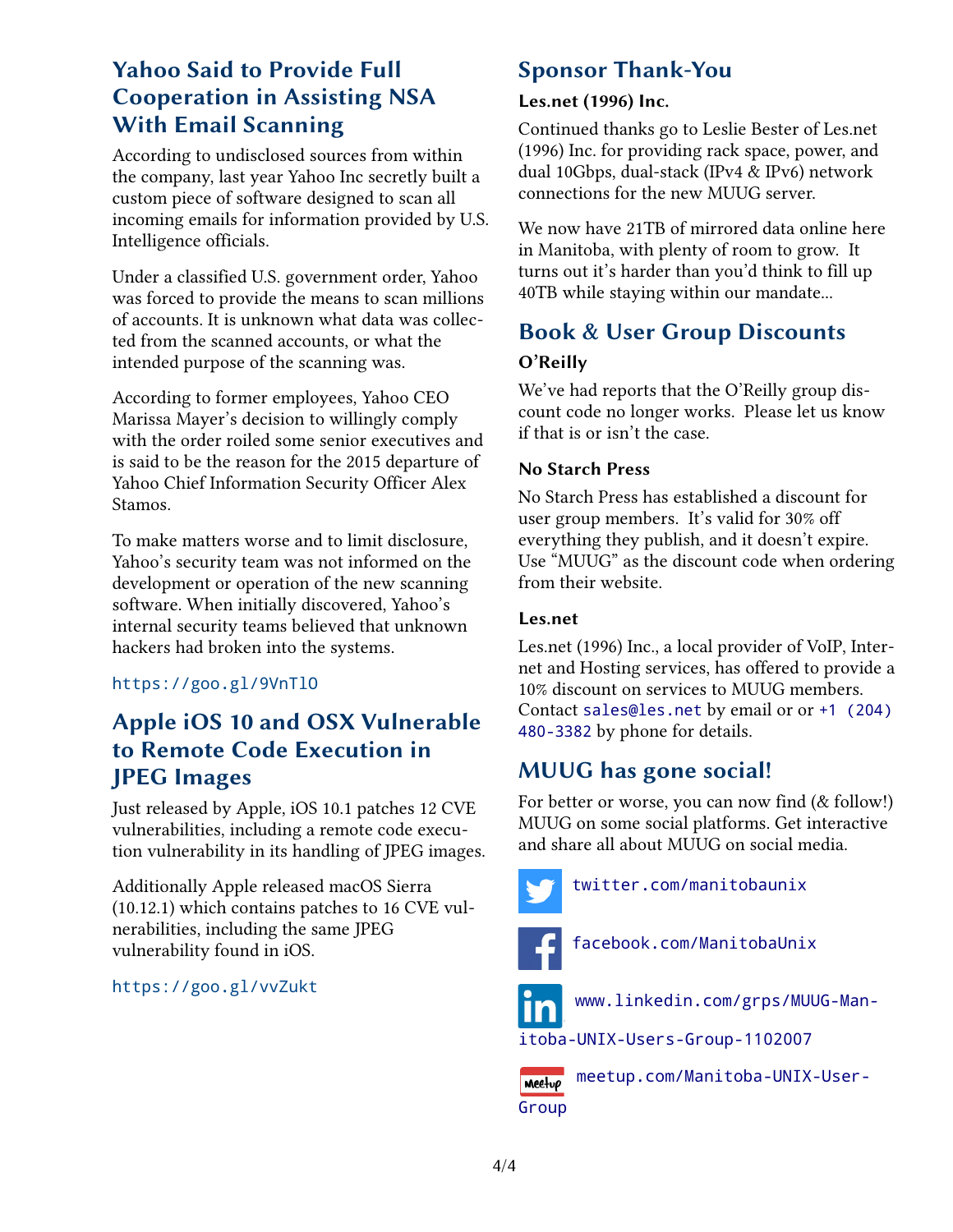## Yahoo Said to Provide Full Cooperation in Assisting NSA With Email Scanning

According to undisclosed sources from within the company, last year Yahoo Inc secretly built a custom piece of software designed to scan all incoming emails for information provided by U.S. Intelligence officials.

Under a classified U.S. government order, Yahoo was forced to provide the means to scan millions of accounts. It is unknown what data was collected from the scanned accounts, or what the intended purpose of the scanning was.

According to former employees, Yahoo CEO Marissa Mayer's decision to willingly comply with the order roiled some senior executives and is said to be the reason for the 2015 departure of Yahoo Chief Information Security Officer Alex Stamos.

To make matters worse and to limit disclosure, Yahoo's security team was not informed on the development or operation of the new scanning software. When initially discovered, Yahoo's internal security teams believed that unknown hackers had broken into the systems.

https://goo.gl/9VnTlO

## Apple iOS 10 and OSX Vulnerable to Remote Code Execution in JPEG Images

Just released by Apple, iOS 10.1 patches 12 CVE vulnerabilities, including a remote code execution vulnerability in its handling of JPEG images.

Additionally Apple released macOS Sierra (10.12.1) which contains patches to 16 CVE vulnerabilities, including the same JPEG vulnerability found in iOS.

https://goo.gl/vvZukt

## Sponsor Thank-You

### Les.net (1996) Inc.

Continued thanks go to Leslie Bester of Les.net (1996) Inc. for providing rack space, power, and dual 10Gbps, dual-stack (IPv4 & IPv6) network connections for the new MUUG server.

We now have 21TB of mirrored data online here in Manitoba, with plenty of room to grow. It turns out it's harder than you'd think to fill up 40TB while staying within our mandate...

## Book & User Group Discounts

### O'Reilly

We've had reports that the O'Reilly group discount code no longer works. Please let us know if that is or isn't the case.

### No Starch Press

No Starch Press has established a discount for user group members. It's valid for 30% off everything they publish, and it doesn't expire. Use "MUUG" as the discount code when ordering from their website.

### Les.net

Les.net (1996) Inc., a local provider of VoIP, Internet and Hosting services, has offered to provide a 10% discount on services to MUUG members. Contact sales@les.net by email or or +1 (204) 480-3382 by phone for details.

## MUUG has gone social!

For better or worse, you can now find (& follow!) MUUG on some social platforms. Get interactive and share all about MUUG on social media.

twitter.com/manitobaunix

facebook.com/ManitobaUnix

www.linkedin.com/grps/MUUG-Manitoba-UNIX-Users-Group-1102007

meetup.com/Manitoba-UNIX-User-Group